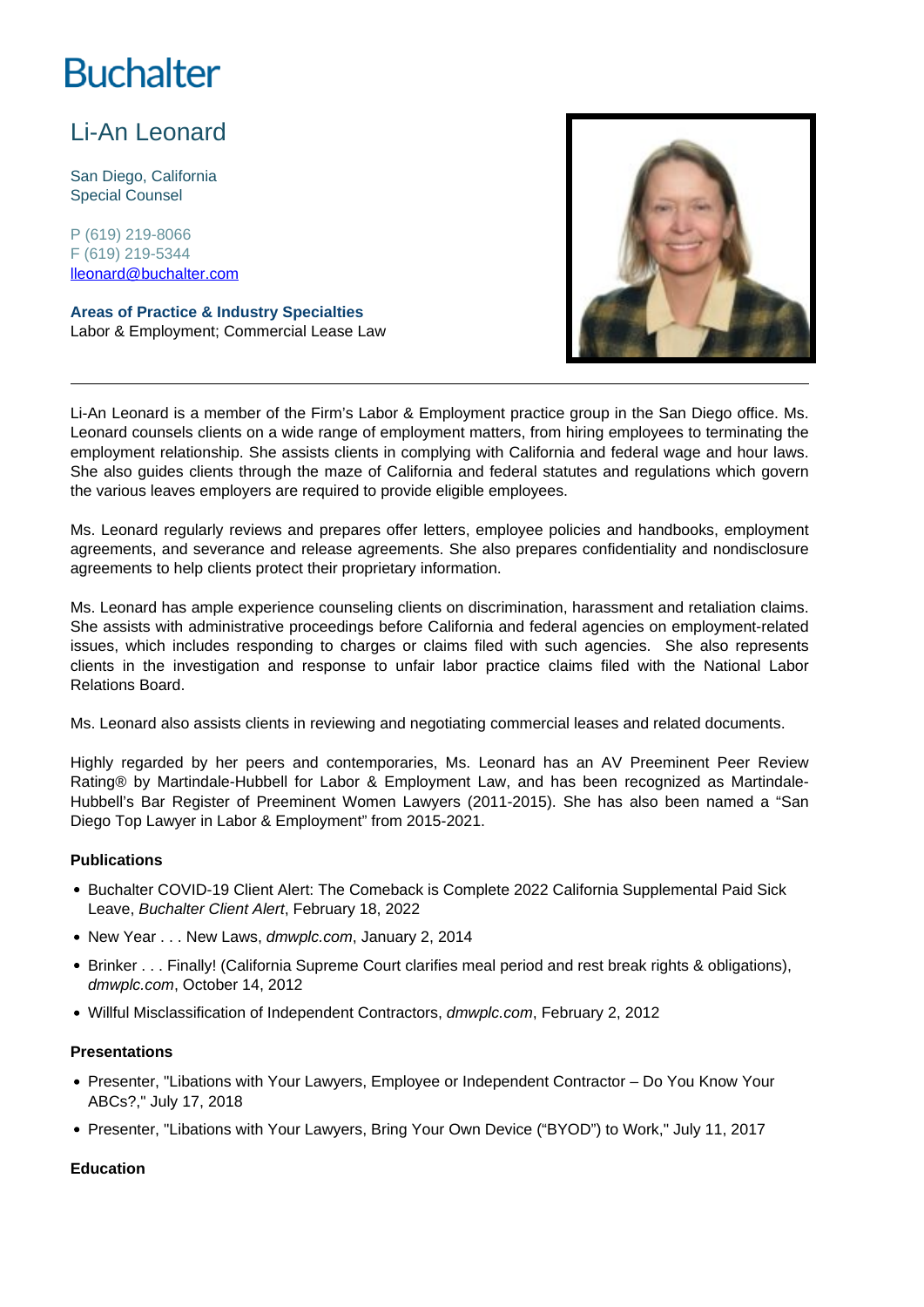Buchalter

# Li-An Leonard

San Diego, California
Special Counsel

P (619) 219-8066
F (619) 219-5344
lleonard@buchalter.com

**Areas of Practice & Industry Specialties**
Labor & Employment; Commercial Lease Law

---

Li-An Leonard is a member of the Firm's Labor & Employment practice group in the San Diego office. Ms. Leonard counsels clients on a wide range of employment matters, from hiring employees to terminating the employment relationship. She assists clients in complying with California and federal wage and hour laws. She also guides clients through the maze of California and federal statutes and regulations which govern the various leaves employers are required to provide eligible employees.

Ms. Leonard regularly reviews and prepares offer letters, employee policies and handbooks, employment agreements, and severance and release agreements. She also prepares confidentiality and nondisclosure agreements to help clients protect their proprietary information.

Ms. Leonard has ample experience counseling clients on discrimination, harassment and retaliation claims. She assists with administrative proceedings before California and federal agencies on employment-related issues, which includes responding to charges or claims filed with such agencies. She also represents clients in the investigation and response to unfair labor practice claims filed with the National Labor Relations Board.

Ms. Leonard also assists clients in reviewing and negotiating commercial leases and related documents.

Highly regarded by her peers and contemporaries, Ms. Leonard has an AV Preeminent Peer Review Rating® by Martindale-Hubbell for Labor & Employment Law, and has been recognized as Martindale-Hubbell's Bar Register of Preeminent Women Lawyers (2011-2015). She has also been named a "San Diego Top Lawyer in Labor & Employment" from 2015-2021.

### Publications

- Buchalter COVID-19 Client Alert: The Comeback is Complete 2022 California Supplemental Paid Sick Leave, *Buchalter Client Alert*, February 18, 2022
- New Year . . . New Laws, *dmwplc.com*, January 2, 2014
- Brinker . . . Finally! (California Supreme Court clarifies meal period and rest break rights & obligations), *dmwplc.com*, October 14, 2012
- Willful Misclassification of Independent Contractors, *dmwplc.com*, February 2, 2012

### Presentations

- Presenter, "Libations with Your Lawyers, Employee or Independent Contractor – Do You Know Your ABCs?," July 17, 2018
- Presenter, "Libations with Your Lawyers, Bring Your Own Device ("BYOD") to Work," July 11, 2017

### Education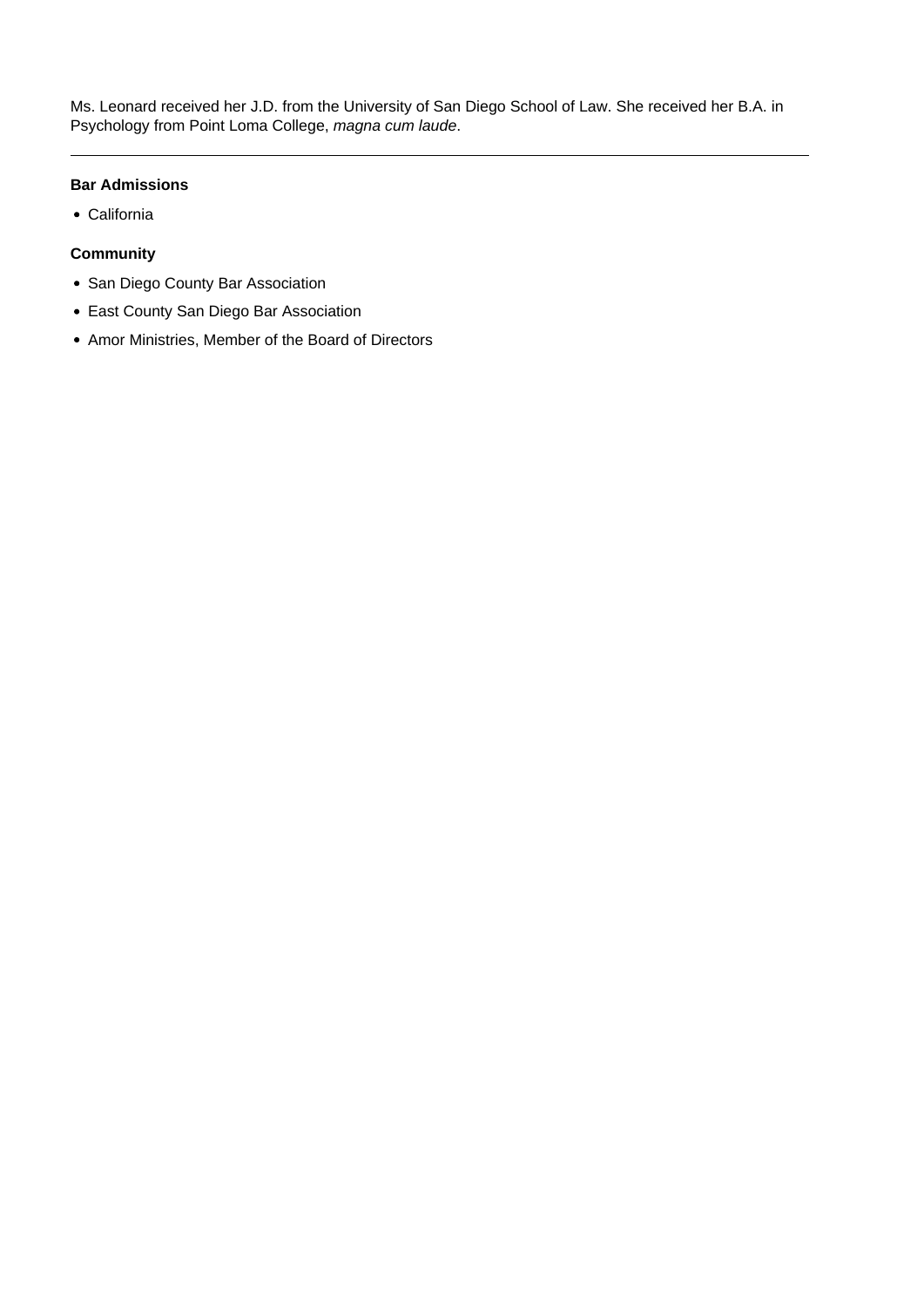Ms. Leonard received her J.D. from the University of San Diego School of Law. She received her B.A. in Psychology from Point Loma College, *magna cum laude*.

---

**Bar Admissions**

- California

**Community**

- San Diego County Bar Association
- East County San Diego Bar Association
- Amor Ministries, Member of the Board of Directors